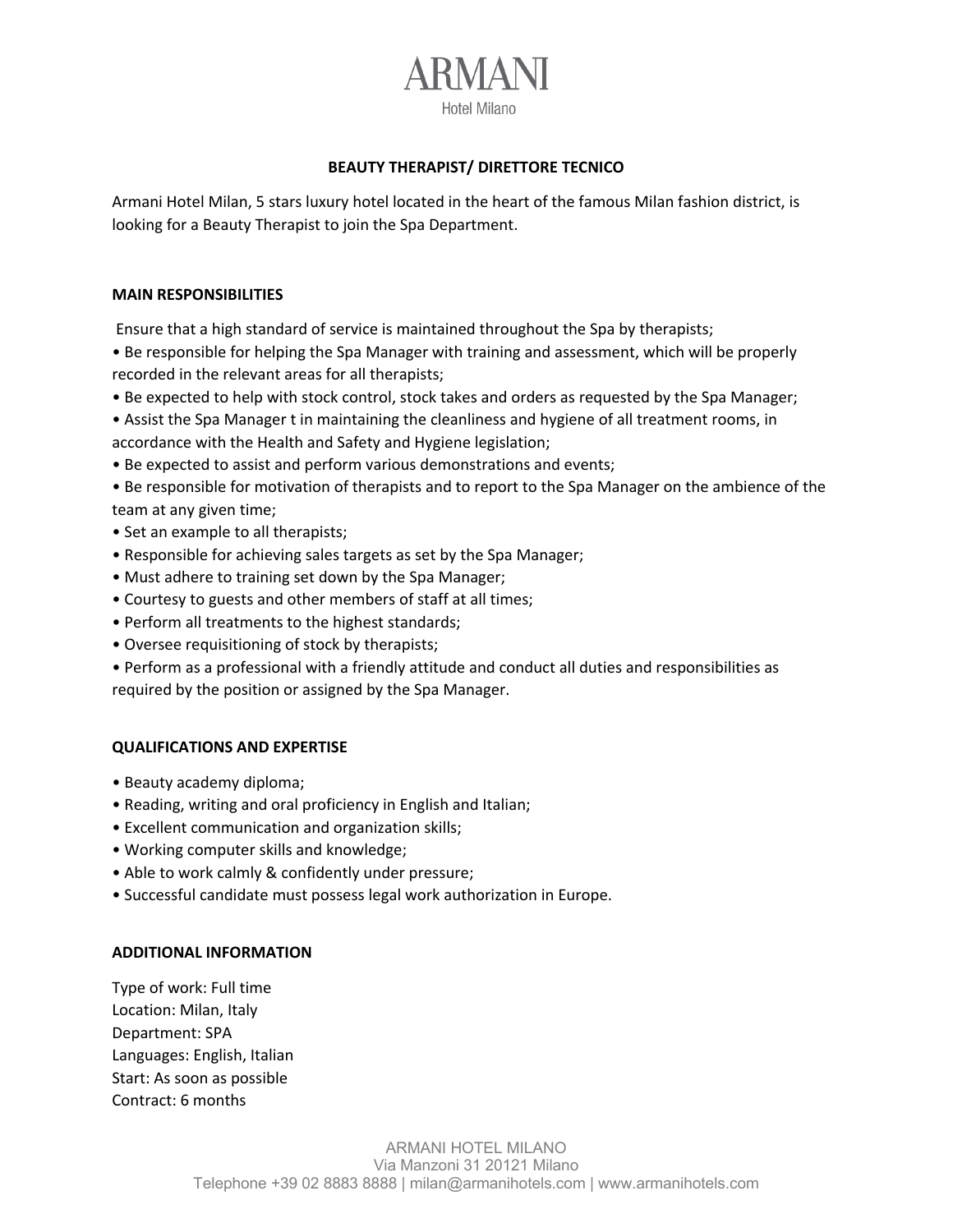# ARMANI
Hotel Milano

## BEAUTY THERAPIST/ DIRETTORE TECNICO

Armani Hotel Milan, 5 stars luxury hotel located in the heart of the famous Milan fashion district, is looking for a Beauty Therapist to join the Spa Department.

### MAIN RESPONSIBILITIES

Ensure that a high standard of service is maintained throughout the Spa by therapists;

- Be responsible for helping the Spa Manager with training and assessment, which will be properly recorded in the relevant areas for all therapists;
- Be expected to help with stock control, stock takes and orders as requested by the Spa Manager;
- Assist the Spa Manager t in maintaining the cleanliness and hygiene of all treatment rooms, in accordance with the Health and Safety and Hygiene legislation;
- Be expected to assist and perform various demonstrations and events;
- Be responsible for motivation of therapists and to report to the Spa Manager on the ambience of the team at any given time;
- Set an example to all therapists;
- Responsible for achieving sales targets as set by the Spa Manager;
- Must adhere to training set down by the Spa Manager;
- Courtesy to guests and other members of staff at all times;
- Perform all treatments to the highest standards;
- Oversee requisitioning of stock by therapists;
- Perform as a professional with a friendly attitude and conduct all duties and responsibilities as required by the position or assigned by the Spa Manager.

### QUALIFICATIONS AND EXPERTISE

- Beauty academy diploma;
- Reading, writing and oral proficiency in English and Italian;
- Excellent communication and organization skills;
- Working computer skills and knowledge;
- Able to work calmly & confidently under pressure;
- Successful candidate must possess legal work authorization in Europe.

### ADDITIONAL INFORMATION

Type of work: Full time
Location: Milan, Italy
Department: SPA
Languages: English, Italian
Start: As soon as possible
Contract: 6 months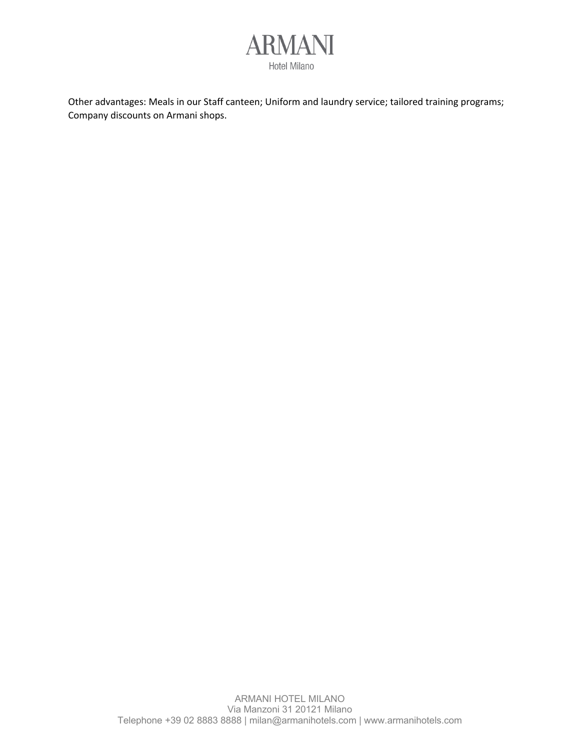Other advantages: Meals in our Staff canteen; Uniform and laundry service; tailored training programs; Company discounts on Armani shops.